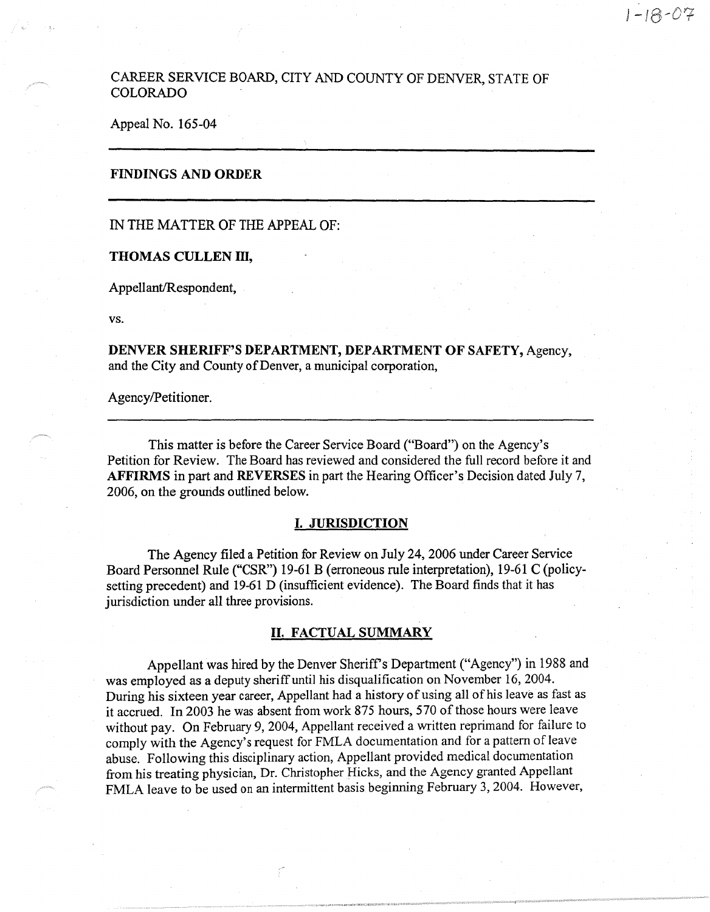1-18-07

CAREER SERVICE BOARD, CITY AND COUNTY OF DENVER, STATE OF COLORADO

Appeal No. 165-04

---

**FINDINGS AND ORDER**

---

IN THE MATTER OF THE APPEAL OF:

**THOMAS CULLEN III,**

Appellant/Respondent,

vs.

**DENVER SHERIFF'S DEPARTMENT, DEPARTMENT OF SAFETY,** Agency, and the City and County of Denver, a municipal corporation,

Agency/Petitioner.

---

This matter is before the Career Service Board ("Board") on the Agency's Petition for Review. The Board has reviewed and considered the full record before it and **AFFIRMS** in part and **REVERSES** in part the Hearing Officer's Decision dated July 7, 2006, on the grounds outlined below.

## I. JURISDICTION

The Agency filed a Petition for Review on July 24, 2006 under Career Service Board Personnel Rule ("CSR") 19-61 B (erroneous rule interpretation), 19-61 C (policy-setting precedent) and 19-61 D (insufficient evidence). The Board finds that it has jurisdiction under all three provisions.

## II. FACTUAL SUMMARY

Appellant was hired by the Denver Sheriff's Department ("Agency") in 1988 and was employed as a deputy sheriff until his disqualification on November 16, 2004. During his sixteen year career, Appellant had a history of using all of his leave as fast as it accrued. In 2003 he was absent from work 875 hours, 570 of those hours were leave without pay. On February 9, 2004, Appellant received a written reprimand for failure to comply with the Agency's request for FMLA documentation and for a pattern of leave abuse. Following this disciplinary action, Appellant provided medical documentation from his treating physician, Dr. Christopher Hicks, and the Agency granted Appellant FMLA leave to be used on an intermittent basis beginning February 3, 2004. However,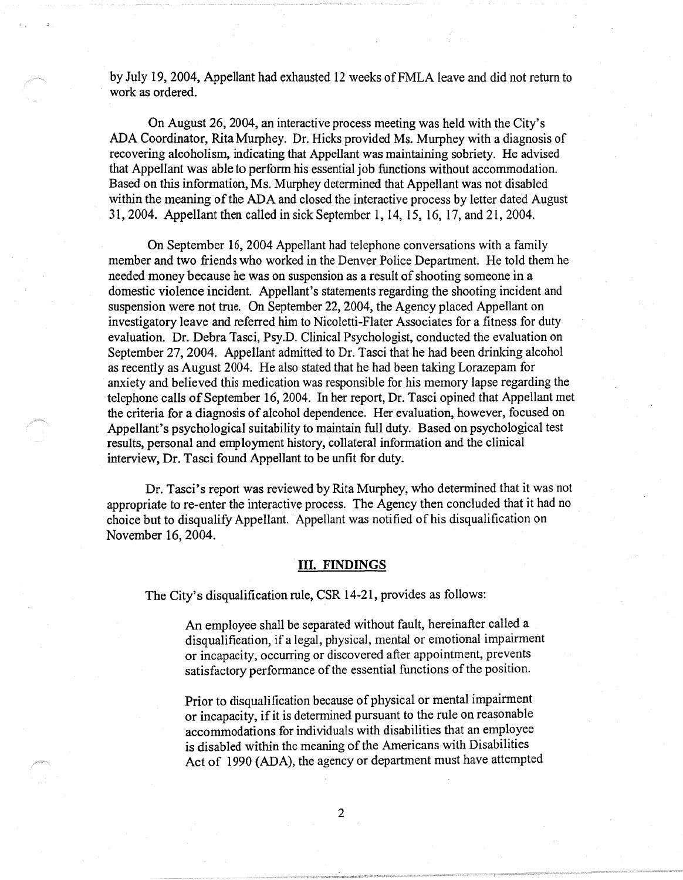by July 19, 2004, Appellant had exhausted 12 weeks of FMLA leave and did not return to work as ordered.

On August 26, 2004, an interactive process meeting was held with the City's ADA Coordinator, Rita Murphey. Dr. Hicks provided Ms. Murphey with a diagnosis of recovering alcoholism, indicating that Appellant was maintaining sobriety. He advised that Appellant was able to perform his essential job functions without accommodation. Based on this information, Ms. Murphey determined that Appellant was not disabled within the meaning of the ADA and closed the interactive process by letter dated August 31, 2004. Appellant then called in sick September 1, 14, 15, 16, 17, and 21, 2004.

On September 16, 2004 Appellant had telephone conversations with a family member and two friends who worked in the Denver Police Department. He told them he needed money because he was on suspension as a result of shooting someone in a domestic violence incident. Appellant's statements regarding the shooting incident and suspension were not true. On September 22, 2004, the Agency placed Appellant on investigatory leave and referred him to Nicoletti-Flater Associates for a fitness for duty evaluation. Dr. Debra Tasci, Psy.D. Clinical Psychologist, conducted the evaluation on September 27, 2004. Appellant admitted to Dr. Tasci that he had been drinking alcohol as recently as August 2004. He also stated that he had been taking Lorazepam for anxiety and believed this medication was responsible for his memory lapse regarding the telephone calls of September 16, 2004. In her report, Dr. Tasci opined that Appellant met the criteria for a diagnosis of alcohol dependence. Her evaluation, however, focused on Appellant's psychological suitability to maintain full duty. Based on psychological test results, personal and employment history, collateral information and the clinical interview, Dr. Tasci found Appellant to be unfit for duty.

Dr. Tasci's report was reviewed by Rita Murphey, who determined that it was not appropriate to re-enter the interactive process. The Agency then concluded that it had no choice but to disqualify Appellant. Appellant was notified of his disqualification on November 16, 2004.

## III. FINDINGS

The City's disqualification rule, CSR 14-21, provides as follows:

> An employee shall be separated without fault, hereinafter called a disqualification, if a legal, physical, mental or emotional impairment or incapacity, occurring or discovered after appointment, prevents satisfactory performance of the essential functions of the position.
>
> Prior to disqualification because of physical or mental impairment or incapacity, if it is determined pursuant to the rule on reasonable accommodations for individuals with disabilities that an employee is disabled within the meaning of the Americans with Disabilities Act of 1990 (ADA), the agency or department must have attempted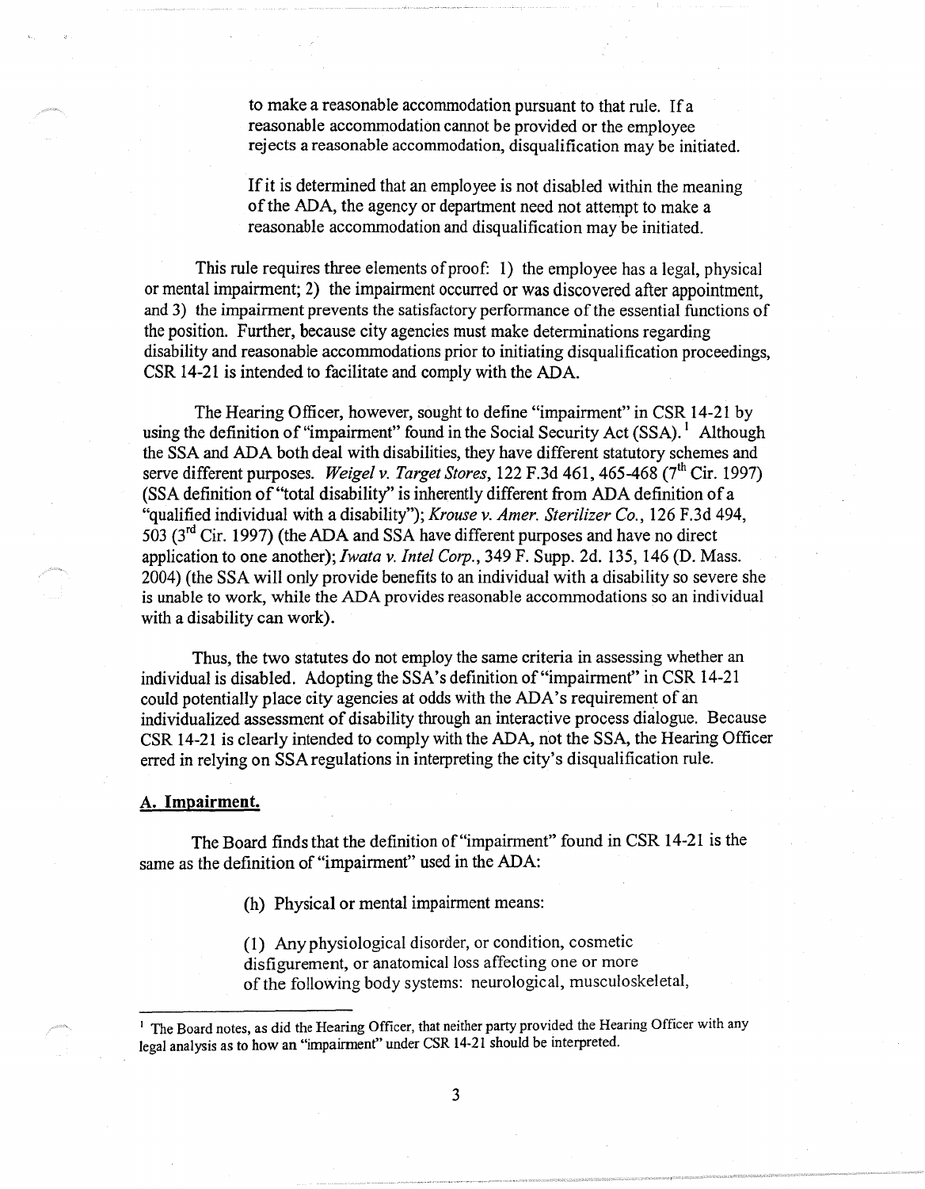to make a reasonable accommodation pursuant to that rule. If a reasonable accommodation cannot be provided or the employee rejects a reasonable accommodation, disqualification may be initiated.

If it is determined that an employee is not disabled within the meaning of the ADA, the agency or department need not attempt to make a reasonable accommodation and disqualification may be initiated.

This rule requires three elements of proof: 1) the employee has a legal, physical or mental impairment; 2) the impairment occurred or was discovered after appointment, and 3) the impairment prevents the satisfactory performance of the essential functions of the position. Further, because city agencies must make determinations regarding disability and reasonable accommodations prior to initiating disqualification proceedings, CSR 14-21 is intended to facilitate and comply with the ADA.

The Hearing Officer, however, sought to define "impairment" in CSR 14-21 by using the definition of "impairment" found in the Social Security Act (SSA).[1] Although the SSA and ADA both deal with disabilities, they have different statutory schemes and serve different purposes. *Weigel v. Target Stores*, 122 F.3d 461, 465-468 (7th Cir. 1997) (SSA definition of "total disability" is inherently different from ADA definition of a "qualified individual with a disability"); *Krouse v. Amer. Sterilizer Co.*, 126 F.3d 494, 503 (3rd Cir. 1997) (the ADA and SSA have different purposes and have no direct application to one another); *Iwata v. Intel Corp.*, 349 F. Supp. 2d. 135, 146 (D. Mass. 2004) (the SSA will only provide benefits to an individual with a disability so severe she is unable to work, while the ADA provides reasonable accommodations so an individual with a disability can work).

Thus, the two statutes do not employ the same criteria in assessing whether an individual is disabled. Adopting the SSA's definition of "impairment" in CSR 14-21 could potentially place city agencies at odds with the ADA's requirement of an individualized assessment of disability through an interactive process dialogue. Because CSR 14-21 is clearly intended to comply with the ADA, not the SSA, the Hearing Officer erred in relying on SSA regulations in interpreting the city's disqualification rule.

## A. Impairment.

The Board finds that the definition of "impairment" found in CSR 14-21 is the same as the definition of "impairment" used in the ADA:

> (h) Physical or mental impairment means:
>
> (1) Any physiological disorder, or condition, cosmetic disfigurement, or anatomical loss affecting one or more of the following body systems: neurological, musculoskeletal,

---

[1] The Board notes, as did the Hearing Officer, that neither party provided the Hearing Officer with any legal analysis as to how an "impairment" under CSR 14-21 should be interpreted.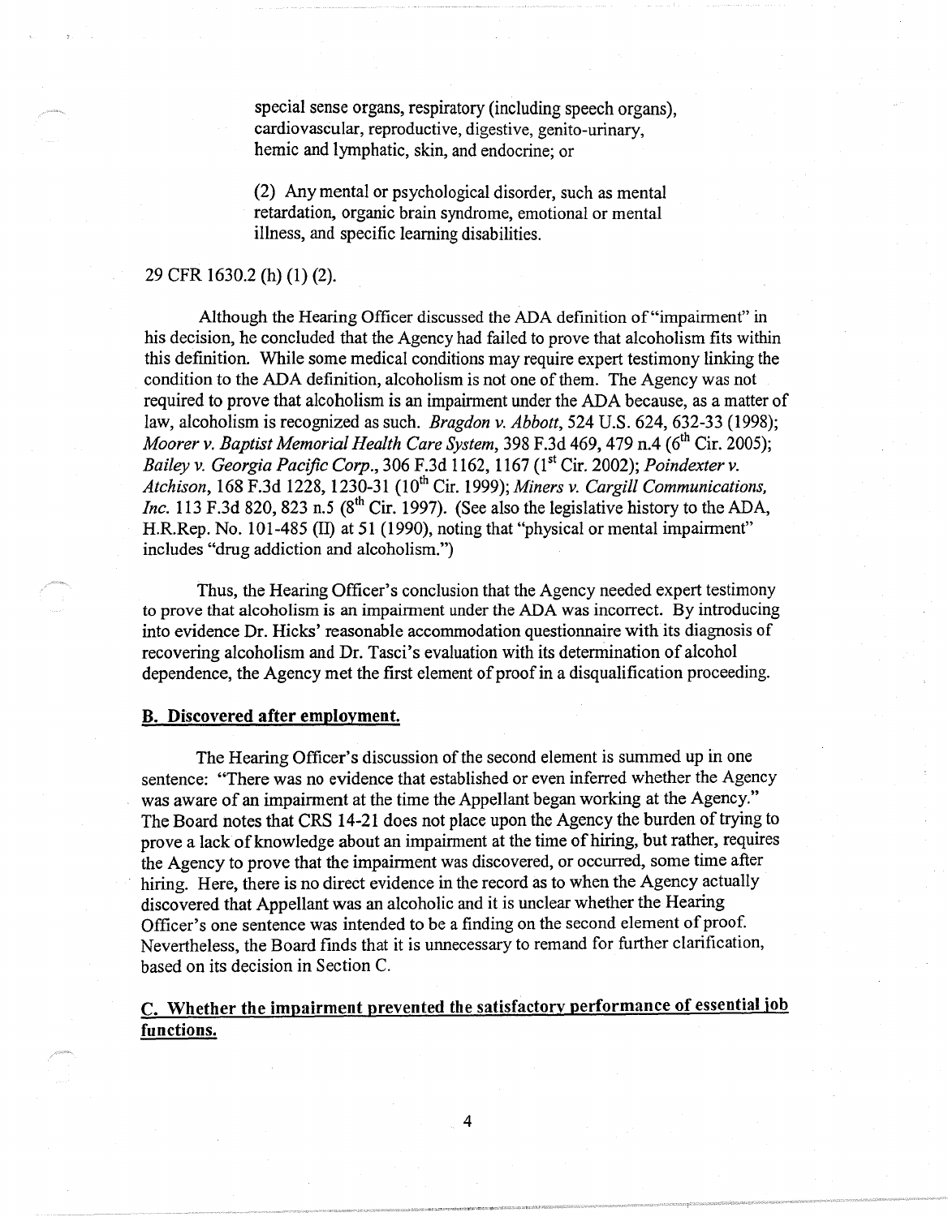special sense organs, respiratory (including speech organs), cardiovascular, reproductive, digestive, genito-urinary, hemic and lymphatic, skin, and endocrine; or

(2) Any mental or psychological disorder, such as mental retardation, organic brain syndrome, emotional or mental illness, and specific learning disabilities.

29 CFR 1630.2 (h) (1) (2).

Although the Hearing Officer discussed the ADA definition of "impairment" in his decision, he concluded that the Agency had failed to prove that alcoholism fits within this definition. While some medical conditions may require expert testimony linking the condition to the ADA definition, alcoholism is not one of them. The Agency was not required to prove that alcoholism is an impairment under the ADA because, as a matter of law, alcoholism is recognized as such. *Bragdon v. Abbott*, 524 U.S. 624, 632-33 (1998); *Moorer v. Baptist Memorial Health Care System*, 398 F.3d 469, 479 n.4 (6th Cir. 2005); *Bailey v. Georgia Pacific Corp.*, 306 F.3d 1162, 1167 (1st Cir. 2002); *Poindexter v. Atchison*, 168 F.3d 1228, 1230-31 (10th Cir. 1999); *Miners v. Cargill Communications, Inc.* 113 F.3d 820, 823 n.5 (8th Cir. 1997). (See also the legislative history to the ADA, H.R.Rep. No. 101-485 (II) at 51 (1990), noting that "physical or mental impairment" includes "drug addiction and alcoholism.")

Thus, the Hearing Officer's conclusion that the Agency needed expert testimony to prove that alcoholism is an impairment under the ADA was incorrect. By introducing into evidence Dr. Hicks' reasonable accommodation questionnaire with its diagnosis of recovering alcoholism and Dr. Tasci's evaluation with its determination of alcohol dependence, the Agency met the first element of proof in a disqualification proceeding.

## B. Discovered after employment.

The Hearing Officer's discussion of the second element is summed up in one sentence: "There was no evidence that established or even inferred whether the Agency was aware of an impairment at the time the Appellant began working at the Agency." The Board notes that CRS 14-21 does not place upon the Agency the burden of trying to prove a lack of knowledge about an impairment at the time of hiring, but rather, requires the Agency to prove that the impairment was discovered, or occurred, some time after hiring. Here, there is no direct evidence in the record as to when the Agency actually discovered that Appellant was an alcoholic and it is unclear whether the Hearing Officer's one sentence was intended to be a finding on the second element of proof. Nevertheless, the Board finds that it is unnecessary to remand for further clarification, based on its decision in Section C.

## C. Whether the impairment prevented the satisfactory performance of essential job functions.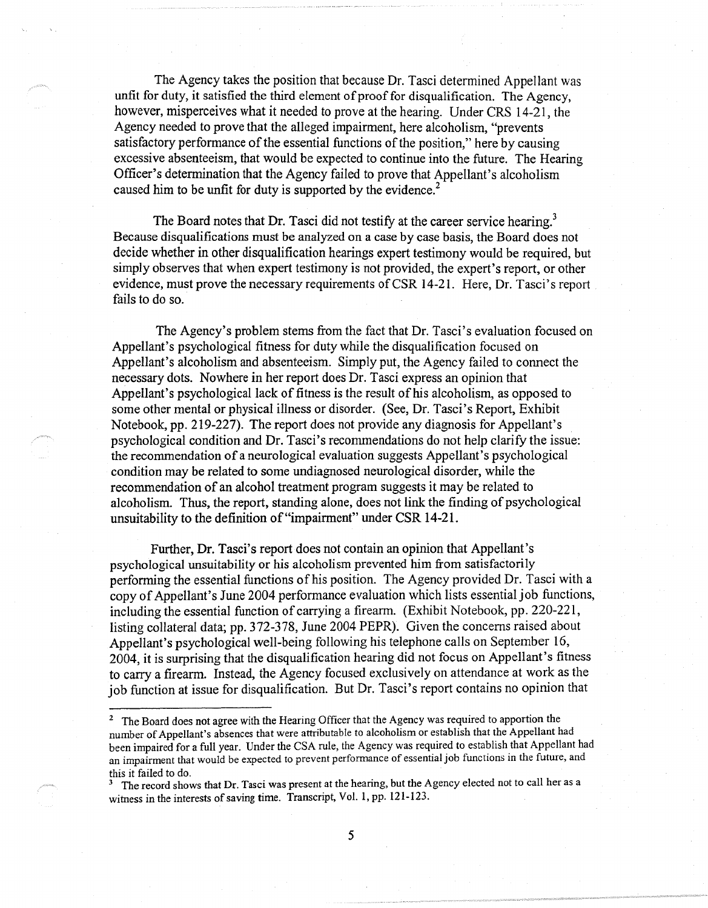The Agency takes the position that because Dr. Tasci determined Appellant was unfit for duty, it satisfied the third element of proof for disqualification. The Agency, however, misperceives what it needed to prove at the hearing. Under CRS 14-21, the Agency needed to prove that the alleged impairment, here alcoholism, "prevents satisfactory performance of the essential functions of the position," here by causing excessive absenteeism, that would be expected to continue into the future. The Hearing Officer's determination that the Agency failed to prove that Appellant's alcoholism caused him to be unfit for duty is supported by the evidence.[2]

The Board notes that Dr. Tasci did not testify at the career service hearing.[3] Because disqualifications must be analyzed on a case by case basis, the Board does not decide whether in other disqualification hearings expert testimony would be required, but simply observes that when expert testimony is not provided, the expert's report, or other evidence, must prove the necessary requirements of CSR 14-21. Here, Dr. Tasci's report fails to do so.

The Agency's problem stems from the fact that Dr. Tasci's evaluation focused on Appellant's psychological fitness for duty while the disqualification focused on Appellant's alcoholism and absenteeism. Simply put, the Agency failed to connect the necessary dots. Nowhere in her report does Dr. Tasci express an opinion that Appellant's psychological lack of fitness is the result of his alcoholism, as opposed to some other mental or physical illness or disorder. (See, Dr. Tasci's Report, Exhibit Notebook, pp. 219-227). The report does not provide any diagnosis for Appellant's psychological condition and Dr. Tasci's recommendations do not help clarify the issue: the recommendation of a neurological evaluation suggests Appellant's psychological condition may be related to some undiagnosed neurological disorder, while the recommendation of an alcohol treatment program suggests it may be related to alcoholism. Thus, the report, standing alone, does not link the finding of psychological unsuitability to the definition of "impairment" under CSR 14-21.

Further, Dr. Tasci's report does not contain an opinion that Appellant's psychological unsuitability or his alcoholism prevented him from satisfactorily performing the essential functions of his position. The Agency provided Dr. Tasci with a copy of Appellant's June 2004 performance evaluation which lists essential job functions, including the essential function of carrying a firearm. (Exhibit Notebook, pp. 220-221, listing collateral data; pp. 372-378, June 2004 PEPR). Given the concerns raised about Appellant's psychological well-being following his telephone calls on September 16, 2004, it is surprising that the disqualification hearing did not focus on Appellant's fitness to carry a firearm. Instead, the Agency focused exclusively on attendance at work as the job function at issue for disqualification. But Dr. Tasci's report contains no opinion that

---

[2] The Board does not agree with the Hearing Officer that the Agency was required to apportion the number of Appellant's absences that were attributable to alcoholism or establish that the Appellant had been impaired for a full year. Under the CSA rule, the Agency was required to establish that Appellant had an impairment that would be expected to prevent performance of essential job functions in the future, and this it failed to do.

[3] The record shows that Dr. Tasci was present at the hearing, but the Agency elected not to call her as a witness in the interests of saving time. Transcript, Vol. 1, pp. 121-123.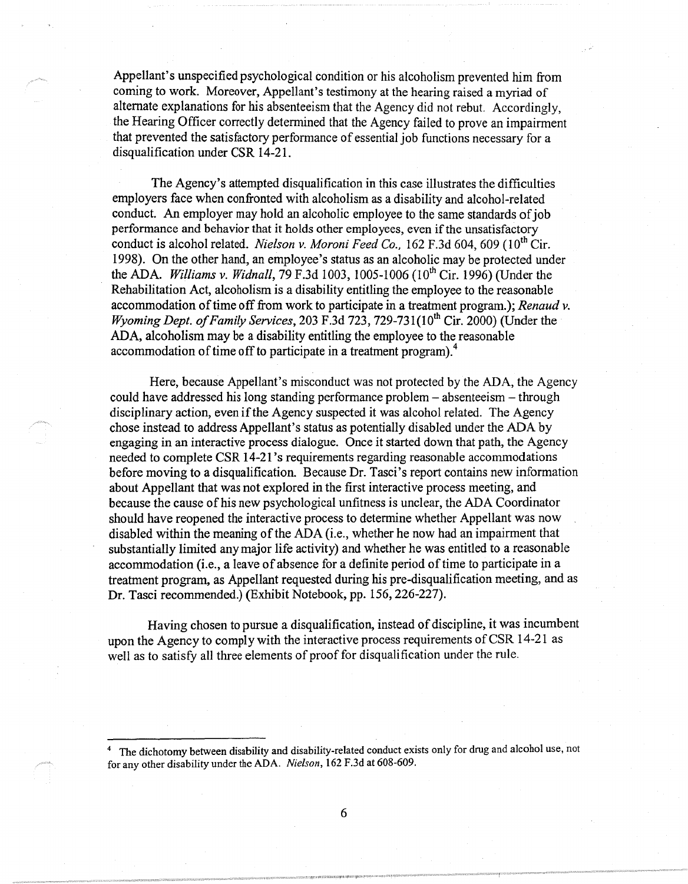Appellant's unspecified psychological condition or his alcoholism prevented him from coming to work. Moreover, Appellant's testimony at the hearing raised a myriad of alternate explanations for his absenteeism that the Agency did not rebut. Accordingly, the Hearing Officer correctly determined that the Agency failed to prove an impairment that prevented the satisfactory performance of essential job functions necessary for a disqualification under CSR 14-21.

The Agency's attempted disqualification in this case illustrates the difficulties employers face when confronted with alcoholism as a disability and alcohol-related conduct. An employer may hold an alcoholic employee to the same standards of job performance and behavior that it holds other employees, even if the unsatisfactory conduct is alcohol related. *Nielson v. Moroni Feed Co.,* 162 F.3d 604, 609 (10th Cir. 1998). On the other hand, an employee's status as an alcoholic may be protected under the ADA. *Williams v. Widnall,* 79 F.3d 1003, 1005-1006 (10th Cir. 1996) (Under the Rehabilitation Act, alcoholism is a disability entitling the employee to the reasonable accommodation of time off from work to participate in a treatment program.); *Renaud v. Wyoming Dept. of Family Services,* 203 F.3d 723, 729-731(10th Cir. 2000) (Under the ADA, alcoholism may be a disability entitling the employee to the reasonable accommodation of time off to participate in a treatment program).[4]

Here, because Appellant's misconduct was not protected by the ADA, the Agency could have addressed his long standing performance problem – absenteeism – through disciplinary action, even if the Agency suspected it was alcohol related. The Agency chose instead to address Appellant's status as potentially disabled under the ADA by engaging in an interactive process dialogue. Once it started down that path, the Agency needed to complete CSR 14-21's requirements regarding reasonable accommodations before moving to a disqualification. Because Dr. Tasci's report contains new information about Appellant that was not explored in the first interactive process meeting, and because the cause of his new psychological unfitness is unclear, the ADA Coordinator should have reopened the interactive process to determine whether Appellant was now disabled within the meaning of the ADA (i.e., whether he now had an impairment that substantially limited any major life activity) and whether he was entitled to a reasonable accommodation (i.e., a leave of absence for a definite period of time to participate in a treatment program, as Appellant requested during his pre-disqualification meeting, and as Dr. Tasci recommended.) (Exhibit Notebook, pp. 156, 226-227).

Having chosen to pursue a disqualification, instead of discipline, it was incumbent upon the Agency to comply with the interactive process requirements of CSR 14-21 as well as to satisfy all three elements of proof for disqualification under the rule.

---

[4] The dichotomy between disability and disability-related conduct exists only for drug and alcohol use, not for any other disability under the ADA. *Nielson,* 162 F.3d at 608-609.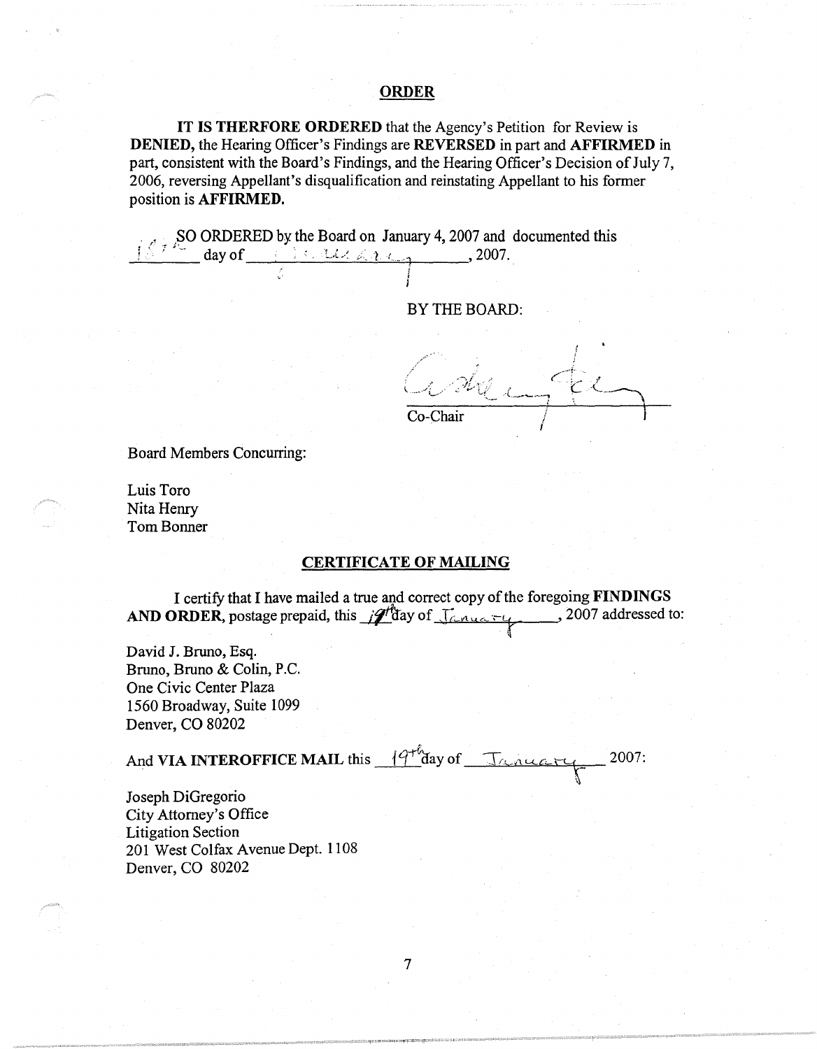## ORDER

**IT IS THERFORE ORDERED** that the Agency's Petition for Review is **DENIED,** the Hearing Officer's Findings are **REVERSED** in part and **AFFIRMED** in part, consistent with the Board's Findings, and the Hearing Officer's Decision of July 7, 2006, reversing Appellant's disqualification and reinstating Appellant to his former position is **AFFIRMED.**

SO ORDERED by the Board on January 4, 2007 and documented this 18th day of January, 2007.

BY THE BOARD:

Co-Chair

Board Members Concurring:

Luis Toro
Nita Henry
Tom Bonner

## CERTIFICATE OF MAILING

I certify that I have mailed a true and correct copy of the foregoing **FINDINGS AND ORDER**, postage prepaid, this 19th day of January, 2007 addressed to:

David J. Bruno, Esq.
Bruno, Bruno & Colin, P.C.
One Civic Center Plaza
1560 Broadway, Suite 1099
Denver, CO 80202

And **VIA INTEROFFICE MAIL** this 19th day of January 2007:

Joseph DiGregorio
City Attorney's Office
Litigation Section
201 West Colfax Avenue Dept. 1108
Denver, CO 80202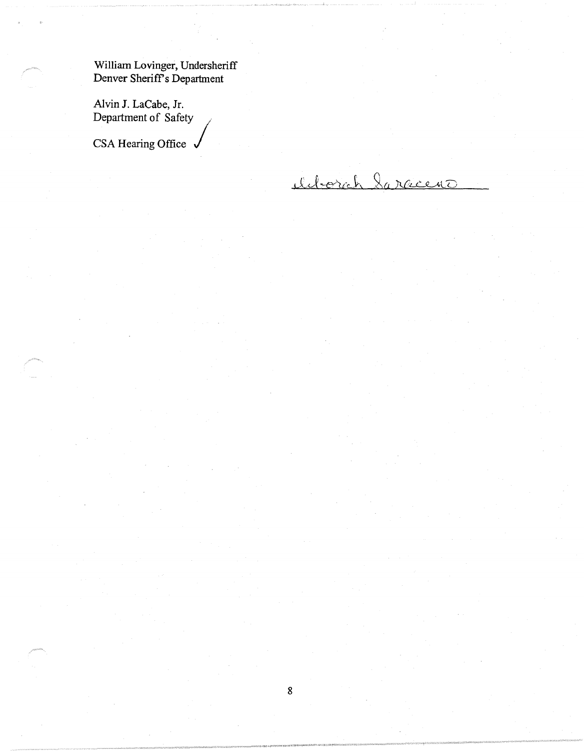William Lovinger, Undersheriff
Denver Sheriff's Department

Alvin J. LaCabe, Jr.
Department of Safety

CSA Hearing Office ✓

Deborah Saracено